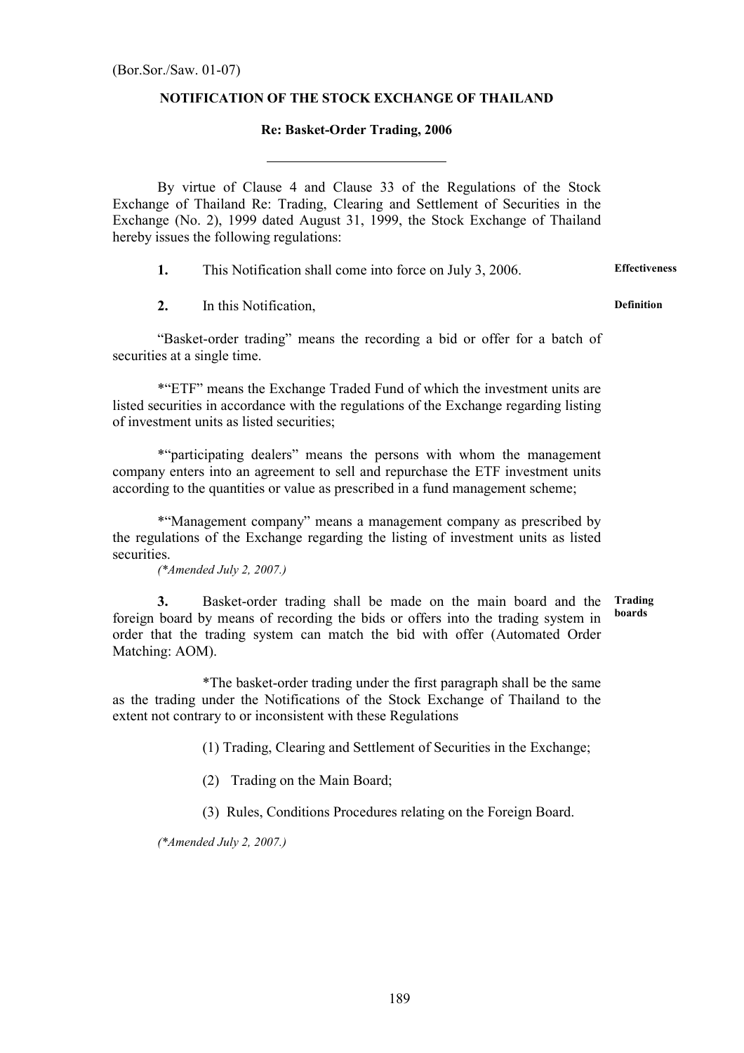(Bor.Sor./Saw. 01-07)

**NOTIFICATION OF THE STOCK EXCHANGE OF THAILAND**

**Re: Basket-Order Trading, 2006**

---

By virtue of Clause 4 and Clause 33 of the Regulations of the Stock Exchange of Thailand Re: Trading, Clearing and Settlement of Securities in the Exchange (No. 2), 1999 dated August 31, 1999, the Stock Exchange of Thailand hereby issues the following regulations:

**1.** This Notification shall come into force on July 3, 2006. **Effectiveness**

**2.** In this Notification, **Definition**

"Basket-order trading" means the recording a bid or offer for a batch of securities at a single time.

*"ETF" means the Exchange Traded Fund of which the investment units are listed securities in accordance with the regulations of the Exchange regarding listing of investment units as listed securities;

*"participating dealers" means the persons with whom the management company enters into an agreement to sell and repurchase the ETF investment units according to the quantities or value as prescribed in a fund management scheme;

*"Management company" means a management company as prescribed by the regulations of the Exchange regarding the listing of investment units as listed securities.

*(*Amended July 2, 2007.)*

**3.** Basket-order trading shall be made on the main board and the foreign board by means of recording the bids or offers into the trading system in order that the trading system can match the bid with offer (Automated Order Matching: AOM). **Trading boards**

*The basket-order trading under the first paragraph shall be the same as the trading under the Notifications of the Stock Exchange of Thailand to the extent not contrary to or inconsistent with these Regulations

(1) Trading, Clearing and Settlement of Securities in the Exchange;

(2) Trading on the Main Board;

(3) Rules, Conditions Procedures relating on the Foreign Board.

*(*Amended July 2, 2007.)*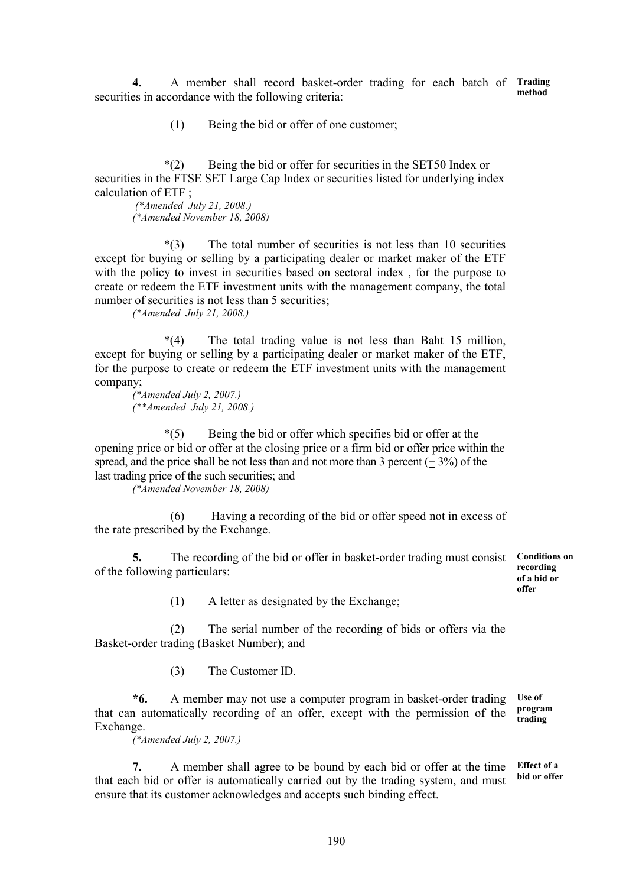**4.** A member shall record basket-order trading for each batch of securities in accordance with the following criteria: **Trading method**

(1) Being the bid or offer of one customer;

*(2) Being the bid or offer for securities in the SET50 Index or securities in the FTSE SET Large Cap Index or securities listed for underlying index calculation of ETF ;
*(*Amended July 21, 2008.)*
*(*Amended November 18, 2008)*

*(3) The total number of securities is not less than 10 securities except for buying or selling by a participating dealer or market maker of the ETF with the policy to invest in securities based on sectoral index , for the purpose to create or redeem the ETF investment units with the management company, the total number of securities is not less than 5 securities;
*(*Amended July 21, 2008.)*

*(4) The total trading value is not less than Baht 15 million, except for buying or selling by a participating dealer or market maker of the ETF, for the purpose to create or redeem the ETF investment units with the management company;
*(*Amended July 2, 2007.)*
*(**Amended July 21, 2008.)*

*(5) Being the bid or offer which specifies bid or offer at the opening price or bid or offer at the closing price or a firm bid or offer price within the spread, and the price shall be not less than and not more than 3 percent (+ 3%) of the last trading price of the such securities; and
*(*Amended November 18, 2008)*

(6) Having a recording of the bid or offer speed not in excess of the rate prescribed by the Exchange.

**5.** The recording of the bid or offer in basket-order trading must consist of the following particulars: **Conditions on recording of a bid or offer**

(1) A letter as designated by the Exchange;

(2) The serial number of the recording of bids or offers via the Basket-order trading (Basket Number); and

(3) The Customer ID.

***6.** A member may not use a computer program in basket-order trading that can automatically recording of an offer, except with the permission of the Exchange. **Use of program trading**
*(*Amended July 2, 2007.)*

**7.** A member shall agree to be bound by each bid or offer at the time that each bid or offer is automatically carried out by the trading system, and must ensure that its customer acknowledges and accepts such binding effect. **Effect of a bid or offer**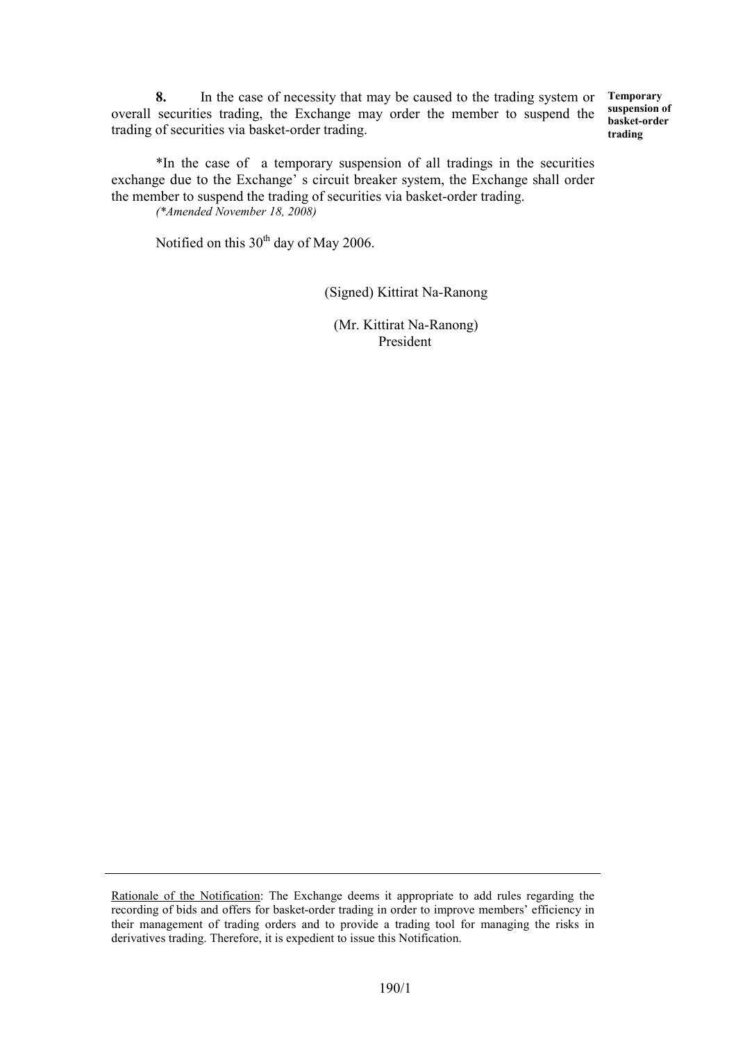**8.** In the case of necessity that may be caused to the trading system or overall securities trading, the Exchange may order the member to suspend the trading of securities via basket-order trading.

**Temporary suspension of basket-order trading**

*In the case of a temporary suspension of all tradings in the securities exchange due to the Exchange' s circuit breaker system, the Exchange shall order the member to suspend the trading of securities via basket-order trading.
*(*Amended November 18, 2008)*

Notified on this 30th day of May 2006.

(Signed) Kittirat Na-Ranong

(Mr. Kittirat Na-Ranong)
President

---

Rationale of the Notification: The Exchange deems it appropriate to add rules regarding the recording of bids and offers for basket-order trading in order to improve members' efficiency in their management of trading orders and to provide a trading tool for managing the risks in derivatives trading. Therefore, it is expedient to issue this Notification.